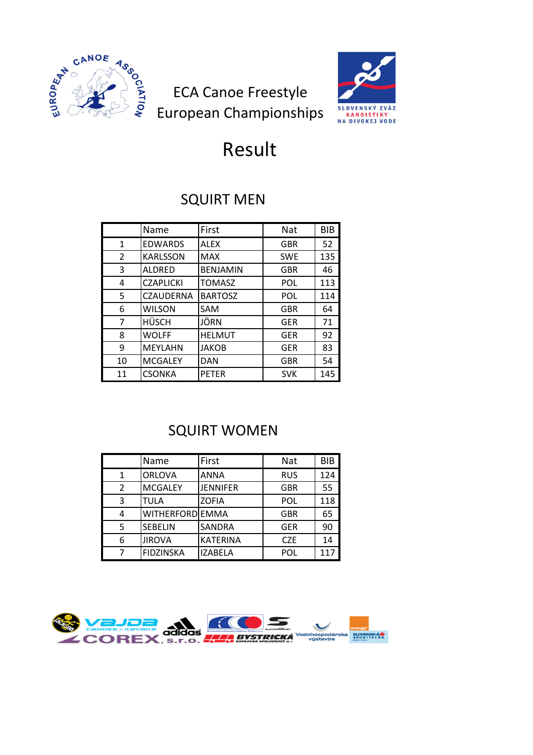# ECA Canoe Freestyle European Championships

# Result

## SQUIRT MEN

| | Name | First | Nat | BIB |
|---|---|---|---|---|
| 1 | EDWARDS | ALEX | GBR | 52 |
| 2 | KARLSSON | MAX | SWE | 135 |
| 3 | ALDRED | BENJAMIN | GBR | 46 |
| 4 | CZAPLICKI | TOMASZ | POL | 113 |
| 5 | CZAUDERNA | BARTOSZ | POL | 114 |
| 6 | WILSON | SAM | GBR | 64 |
| 7 | HÜSCH | JÖRN | GER | 71 |
| 8 | WOLFF | HELMUT | GER | 92 |
| 9 | MEYLAHN | JAKOB | GER | 83 |
| 10 | MCGALEY | DAN | GBR | 54 |
| 11 | CSONKA | PETER | SVK | 145 |

## SQUIRT WOMEN

| | Name | First | Nat | BIB |
|---|---|---|---|---|
| 1 | ORLOVA | ANNA | RUS | 124 |
| 2 | MCGALEY | JENNIFER | GBR | 55 |
| 3 | TULA | ZOFIA | POL | 118 |
| 4 | WITHERFORD | EMMA | GBR | 65 |
| 5 | SEBELIN | SANDRA | GER | 90 |
| 6 | JIROVA | KATERINA | CZE | 14 |
| 7 | FIDZINSKA | IZABELA | POL | 117 |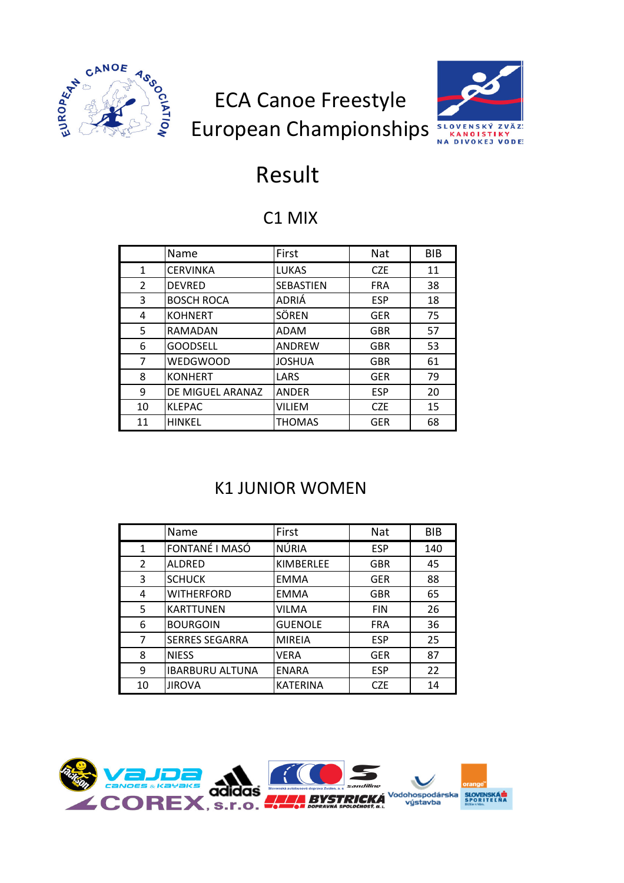# ECA Canoe Freestyle European Championships

## Result

### C1 MIX

| | Name | First | Nat | BIB |
|---|---|---|---|---|
| 1 | CERVINKA | LUKAS | CZE | 11 |
| 2 | DEVRED | SEBASTIEN | FRA | 38 |
| 3 | BOSCH ROCA | ADRIÁ | ESP | 18 |
| 4 | KOHNERT | SÖREN | GER | 75 |
| 5 | RAMADAN | ADAM | GBR | 57 |
| 6 | GOODSELL | ANDREW | GBR | 53 |
| 7 | WEDGWOOD | JOSHUA | GBR | 61 |
| 8 | KONHERT | LARS | GER | 79 |
| 9 | DE MIGUEL ARANAZ | ANDER | ESP | 20 |
| 10 | KLEPAC | VILIEM | CZE | 15 |
| 11 | HINKEL | THOMAS | GER | 68 |

### K1 JUNIOR WOMEN

| | Name | First | Nat | BIB |
|---|---|---|---|---|
| 1 | FONTANÉ I MASÓ | NÚRIA | ESP | 140 |
| 2 | ALDRED | KIMBERLEE | GBR | 45 |
| 3 | SCHUCK | EMMA | GER | 88 |
| 4 | WITHERFORD | EMMA | GBR | 65 |
| 5 | KARTTUNEN | VILMA | FIN | 26 |
| 6 | BOURGOIN | GUENOLE | FRA | 36 |
| 7 | SERRES SEGARRA | MIREIA | ESP | 25 |
| 8 | NIESS | VERA | GER | 87 |
| 9 | IBARBURU ALTUNA | ENARA | ESP | 22 |
| 10 | JIROVA | KATERINA | CZE | 14 |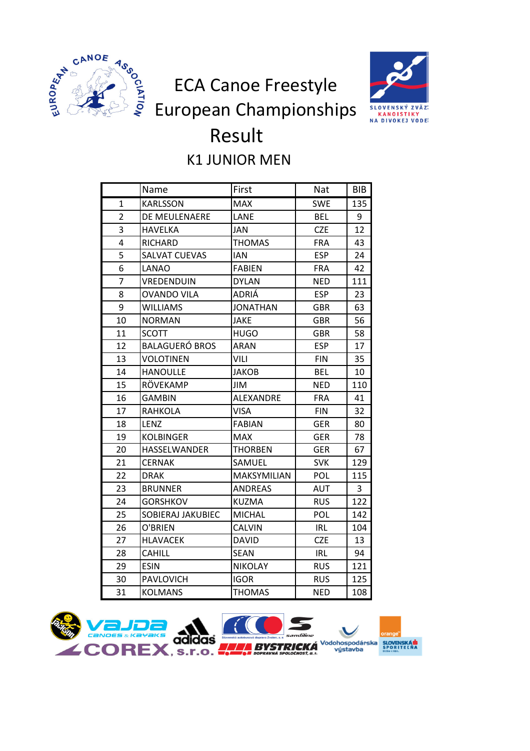# ECA Canoe Freestyle European Championships

## Result

### K1 JUNIOR MEN

| | Name | First | Nat | BIB |
|---|---|---|---|---|
| 1 | KARLSSON | MAX | SWE | 135 |
| 2 | DE MEULENAERE | LANE | BEL | 9 |
| 3 | HAVELKA | JAN | CZE | 12 |
| 4 | RICHARD | THOMAS | FRA | 43 |
| 5 | SALVAT CUEVAS | IAN | ESP | 24 |
| 6 | LANAO | FABIEN | FRA | 42 |
| 7 | VREDENDUIN | DYLAN | NED | 111 |
| 8 | OVANDO VILA | ADRIÁ | ESP | 23 |
| 9 | WILLIAMS | JONATHAN | GBR | 63 |
| 10 | NORMAN | JAKE | GBR | 56 |
| 11 | SCOTT | HUGO | GBR | 58 |
| 12 | BALAGUERÓ BROS | ARAN | ESP | 17 |
| 13 | VOLOTINEN | VILI | FIN | 35 |
| 14 | HANOULLE | JAKOB | BEL | 10 |
| 15 | RÖVEKAMP | JIM | NED | 110 |
| 16 | GAMBIN | ALEXANDRE | FRA | 41 |
| 17 | RAHKOLA | VISA | FIN | 32 |
| 18 | LENZ | FABIAN | GER | 80 |
| 19 | KOLBINGER | MAX | GER | 78 |
| 20 | HASSELWANDER | THORBEN | GER | 67 |
| 21 | CERNAK | SAMUEL | SVK | 129 |
| 22 | DRAK | MAKSYMILIAN | POL | 115 |
| 23 | BRUNNER | ANDREAS | AUT | 3 |
| 24 | GORSHKOV | KUZMA | RUS | 122 |
| 25 | SOBIERAJ JAKUBIEC | MICHAL | POL | 142 |
| 26 | O'BRIEN | CALVIN | IRL | 104 |
| 27 | HLAVACEK | DAVID | CZE | 13 |
| 28 | CAHILL | SEAN | IRL | 94 |
| 29 | ESIN | NIKOLAY | RUS | 121 |
| 30 | PAVLOVICH | IGOR | RUS | 125 |
| 31 | KOLMANS | THOMAS | NED | 108 |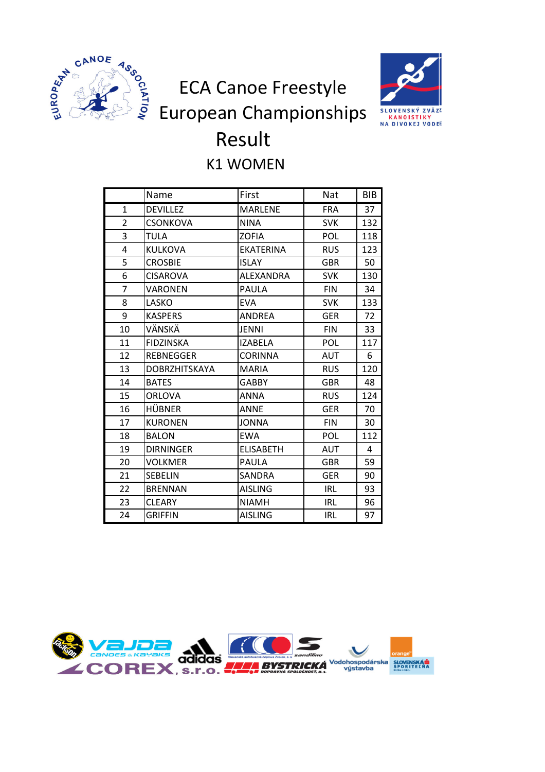# ECA Canoe Freestyle European Championships

## Result

### K1 WOMEN

| | Name | First | Nat | BIB |
|---|---|---|---|---|
| 1 | DEVILLEZ | MARLENE | FRA | 37 |
| 2 | CSONKOVA | NINA | SVK | 132 |
| 3 | TULA | ZOFIA | POL | 118 |
| 4 | KULKOVA | EKATERINA | RUS | 123 |
| 5 | CROSBIE | ISLAY | GBR | 50 |
| 6 | CISAROVA | ALEXANDRA | SVK | 130 |
| 7 | VARONEN | PAULA | FIN | 34 |
| 8 | LASKO | EVA | SVK | 133 |
| 9 | KASPERS | ANDREA | GER | 72 |
| 10 | VÄNSKÄ | JENNI | FIN | 33 |
| 11 | FIDZINSKA | IZABELA | POL | 117 |
| 12 | REBNEGGER | CORINNA | AUT | 6 |
| 13 | DOBRZHITSKAYA | MARIA | RUS | 120 |
| 14 | BATES | GABBY | GBR | 48 |
| 15 | ORLOVA | ANNA | RUS | 124 |
| 16 | HÜBNER | ANNE | GER | 70 |
| 17 | KURONEN | JONNA | FIN | 30 |
| 18 | BALON | EWA | POL | 112 |
| 19 | DIRNINGER | ELISABETH | AUT | 4 |
| 20 | VOLKMER | PAULA | GBR | 59 |
| 21 | SEBELIN | SANDRA | GER | 90 |
| 22 | BRENNAN | AISLING | IRL | 93 |
| 23 | CLEARY | NIAMH | IRL | 96 |
| 24 | GRIFFIN | AISLING | IRL | 97 |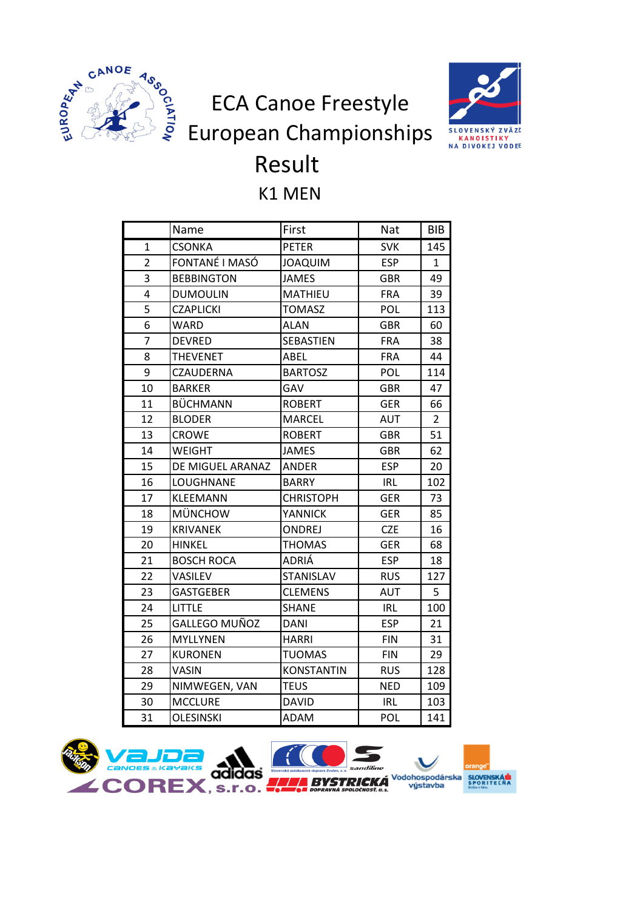# ECA Canoe Freestyle European Championships

## Result

### K1 MEN

| | Name | First | Nat | BIB |
|---|---|---|---|---|
| 1 | CSONKA | PETER | SVK | 145 |
| 2 | FONTANÉ I MASÓ | JOAQUIM | ESP | 1 |
| 3 | BEBBINGTON | JAMES | GBR | 49 |
| 4 | DUMOULIN | MATHIEU | FRA | 39 |
| 5 | CZAPLICKI | TOMASZ | POL | 113 |
| 6 | WARD | ALAN | GBR | 60 |
| 7 | DEVRED | SEBASTIEN | FRA | 38 |
| 8 | THEVENET | ABEL | FRA | 44 |
| 9 | CZAUDERNA | BARTOSZ | POL | 114 |
| 10 | BARKER | GAV | GBR | 47 |
| 11 | BÜCHMANN | ROBERT | GER | 66 |
| 12 | BLODER | MARCEL | AUT | 2 |
| 13 | CROWE | ROBERT | GBR | 51 |
| 14 | WEIGHT | JAMES | GBR | 62 |
| 15 | DE MIGUEL ARANAZ | ANDER | ESP | 20 |
| 16 | LOUGHNANE | BARRY | IRL | 102 |
| 17 | KLEEMANN | CHRISTOPH | GER | 73 |
| 18 | MÜNCHOW | YANNICK | GER | 85 |
| 19 | KRIVANEK | ONDREJ | CZE | 16 |
| 20 | HINKEL | THOMAS | GER | 68 |
| 21 | BOSCH ROCA | ADRIÁ | ESP | 18 |
| 22 | VASILEV | STANISLAV | RUS | 127 |
| 23 | GASTGEBER | CLEMENS | AUT | 5 |
| 24 | LITTLE | SHANE | IRL | 100 |
| 25 | GALLEGO MUÑOZ | DANI | ESP | 21 |
| 26 | MYLLYNEN | HARRI | FIN | 31 |
| 27 | KURONEN | TUOMAS | FIN | 29 |
| 28 | VASIN | KONSTANTIN | RUS | 128 |
| 29 | NIMWEGEN, VAN | TEUS | NED | 109 |
| 30 | MCCLURE | DAVID | IRL | 103 |
| 31 | OLESINSKI | ADAM | POL | 141 |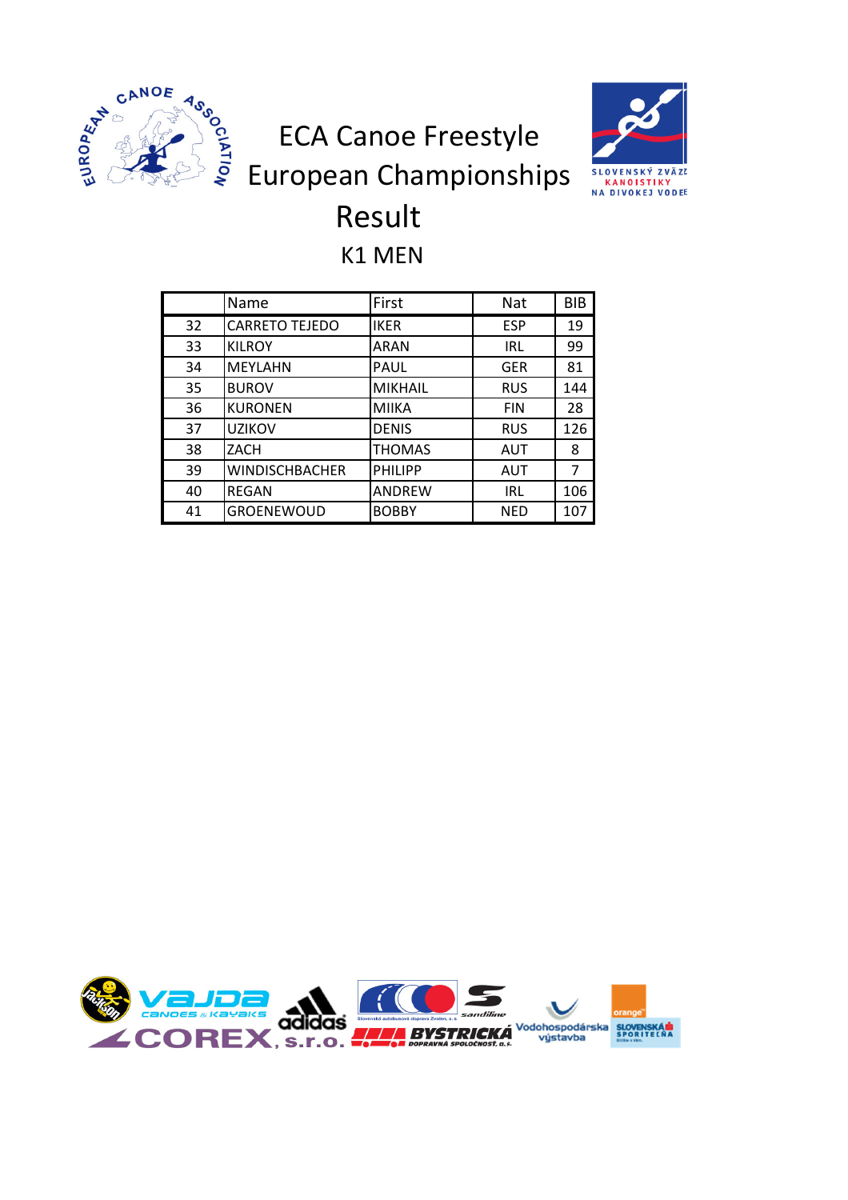# ECA Canoe Freestyle European Championships

## Result

### K1 MEN

| | Name | First | Nat | BIB |
|---|---|---|---|---|
| 32 | CARRETO TEJEDO | IKER | ESP | 19 |
| 33 | KILROY | ARAN | IRL | 99 |
| 34 | MEYLAHN | PAUL | GER | 81 |
| 35 | BUROV | MIKHAIL | RUS | 144 |
| 36 | KURONEN | MIIKA | FIN | 28 |
| 37 | UZIKOV | DENIS | RUS | 126 |
| 38 | ZACH | THOMAS | AUT | 8 |
| 39 | WINDISCHBACHER | PHILIPP | AUT | 7 |
| 40 | REGAN | ANDREW | IRL | 106 |
| 41 | GROENEWOUD | BOBBY | NED | 107 |